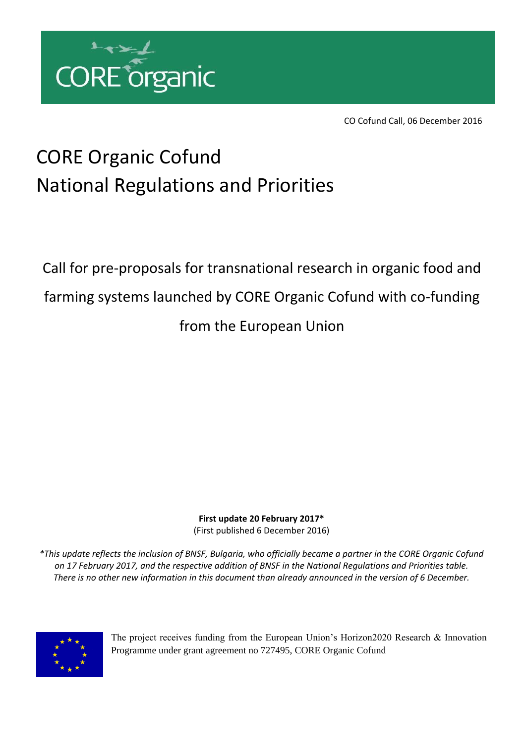CORE organic

CO Cofund Call, 06 December 2016

# CORE Organic Cofund
# National Regulations and Priorities

## Call for pre-proposals for transnational research in organic food and farming systems launched by CORE Organic Cofund with co-funding from the European Union

**First update 20 February 2017***
(First published 6 December 2016)

*\*This update reflects the inclusion of BNSF, Bulgaria, who officially became a partner in the CORE Organic Cofund on 17 February 2017, and the respective addition of BNSF in the National Regulations and Priorities table. There is no other new information in this document than already announced in the version of 6 December.*

The project receives funding from the European Union's Horizon2020 Research & Innovation Programme under grant agreement no 727495, CORE Organic Cofund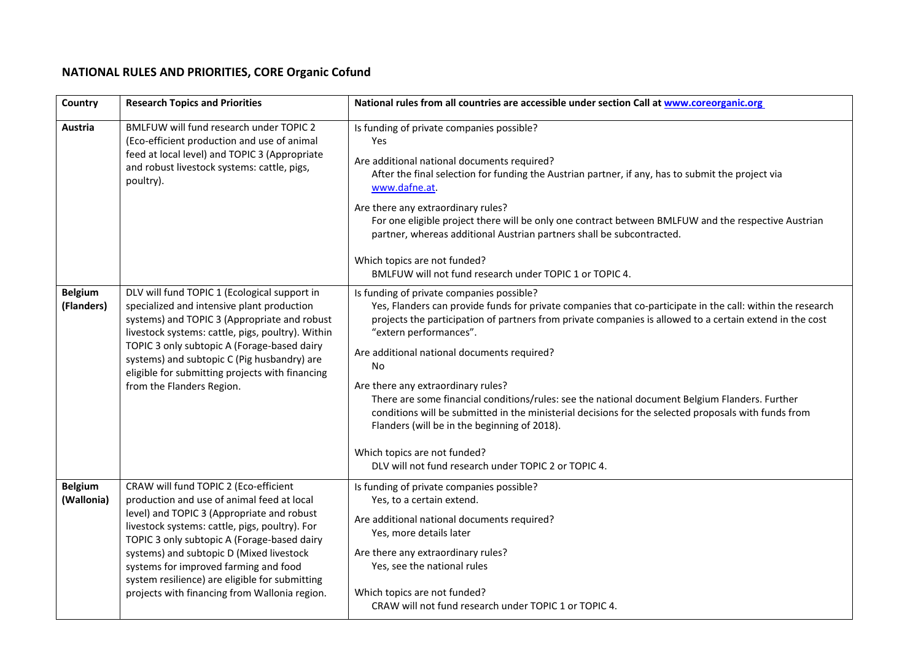## NATIONAL RULES AND PRIORITIES, CORE Organic Cofund

| Country | Research Topics and Priorities | National rules from all countries are accessible under section Call at [www.coreorganic.org](http://www.coreorganic.org) |
|---|---|---|
| **Austria** | BMLFUW will fund research under TOPIC 2 (Eco-efficient production and use of animal feed at local level) and TOPIC 3 (Appropriate and robust livestock systems: cattle, pigs, poultry). | Is funding of private companies possible?<br>Yes<br><br>Are additional national documents required?<br>After the final selection for funding the Austrian partner, if any, has to submit the project via [www.dafne.at](http://www.dafne.at).<br><br>Are there any extraordinary rules?<br>For one eligible project there will be only one contract between BMLFUW and the respective Austrian partner, whereas additional Austrian partners shall be subcontracted.<br><br>Which topics are not funded?<br>BMLFUW will not fund research under TOPIC 1 or TOPIC 4. |
| **Belgium (Flanders)** | DLV will fund TOPIC 1 (Ecological support in specialized and intensive plant production systems) and TOPIC 3 (Appropriate and robust livestock systems: cattle, pigs, poultry). Within TOPIC 3 only subtopic A (Forage-based dairy systems) and subtopic C (Pig husbandry) are eligible for submitting projects with financing from the Flanders Region. | Is funding of private companies possible?<br>Yes, Flanders can provide funds for private companies that co-participate in the call: within the research projects the participation of partners from private companies is allowed to a certain extend in the cost "extern performances".<br><br>Are additional national documents required?<br>No<br><br>Are there any extraordinary rules?<br>There are some financial conditions/rules: see the national document Belgium Flanders. Further conditions will be submitted in the ministerial decisions for the selected proposals with funds from Flanders (will be in the beginning of 2018).<br><br>Which topics are not funded?<br>DLV will not fund research under TOPIC 2 or TOPIC 4. |
| **Belgium (Wallonia)** | CRAW will fund TOPIC 2 (Eco-efficient production and use of animal feed at local level) and TOPIC 3 (Appropriate and robust livestock systems: cattle, pigs, poultry). For TOPIC 3 only subtopic A (Forage-based dairy systems) and subtopic D (Mixed livestock systems for improved farming and food system resilience) are eligible for submitting projects with financing from Wallonia region. | Is funding of private companies possible?<br>Yes, to a certain extend.<br><br>Are additional national documents required?<br>Yes, more details later<br><br>Are there any extraordinary rules?<br>Yes, see the national rules<br><br>Which topics are not funded?<br>CRAW will not fund research under TOPIC 1 or TOPIC 4. |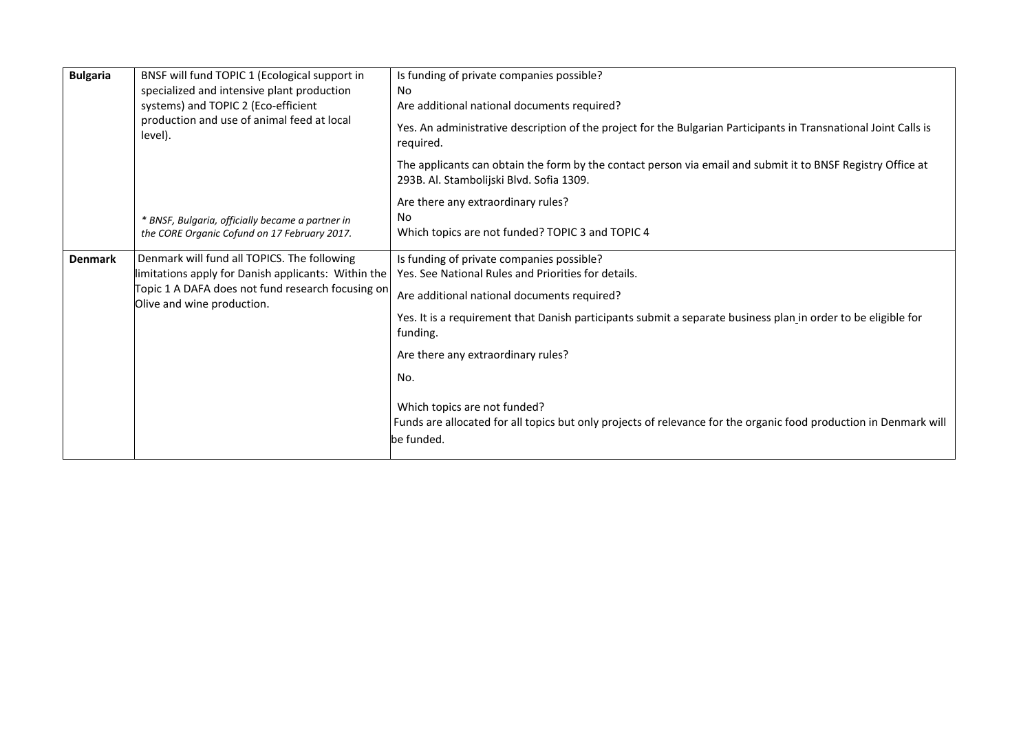| | | |
|---|---|---|
| **Bulgaria** | BNSF will fund TOPIC 1 (Ecological support in specialized and intensive plant production systems) and TOPIC 2 (Eco-efficient production and use of animal feed at local level).<br><br>*\* BNSF, Bulgaria, officially became a partner in the CORE Organic Cofund on 17 February 2017.* | Is funding of private companies possible?<br>No<br>Are additional national documents required?<br>Yes. An administrative description of the project for the Bulgarian Participants in Transnational Joint Calls is required.<br>The applicants can obtain the form by the contact person via email and submit it to BNSF Registry Office at 293B. Al. Stambolijski Blvd. Sofia 1309.<br>Are there any extraordinary rules?<br>No<br>Which topics are not funded? TOPIC 3 and TOPIC 4 |
| **Denmark** | Denmark will fund all TOPICS. The following limitations apply for Danish applicants: Within the Topic 1 A DAFA does not fund research focusing on Olive and wine production. | Is funding of private companies possible?<br>Yes. See National Rules and Priorities for details.<br>Are additional national documents required?<br>Yes. It is a requirement that Danish participants submit a separate business plan in order to be eligible for funding.<br>Are there any extraordinary rules?<br>No.<br>Which topics are not funded?<br>Funds are allocated for all topics but only projects of relevance for the organic food production in Denmark will be funded. |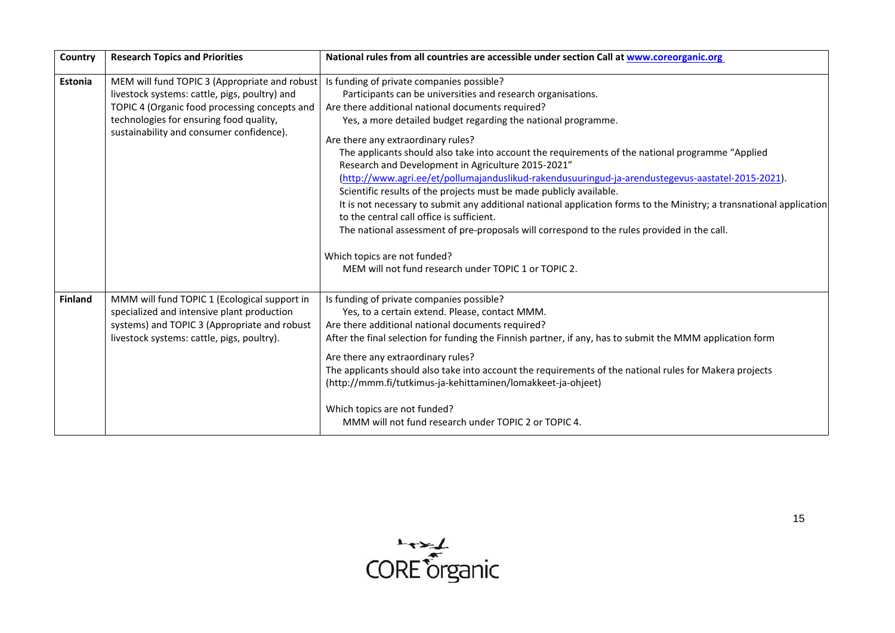| Country | Research Topics and Priorities | National rules from all countries are accessible under section Call at [www.coreorganic.org](http://www.coreorganic.org) |
|---|---|---|
| **Estonia** | MEM will fund TOPIC 3 (Appropriate and robust livestock systems: cattle, pigs, poultry) and TOPIC 4 (Organic food processing concepts and technologies for ensuring food quality, sustainability and consumer confidence). | Is funding of private companies possible?<br>Participants can be universities and research organisations.<br>Are there additional national documents required?<br>Yes, a more detailed budget regarding the national programme.<br>Are there any extraordinary rules?<br>The applicants should also take into account the requirements of the national programme "Applied Research and Development in Agriculture 2015-2021" ([http://www.agri.ee/et/pollumajanduslikud-rakendusuuringud-ja-arendustegevus-aastatel-2015-2021](http://www.agri.ee/et/pollumajanduslikud-rakendusuuringud-ja-arendustegevus-aastatel-2015-2021)).<br>Scientific results of the projects must be made publicly available.<br>It is not necessary to submit any additional national application forms to the Ministry; a transnational application to the central call office is sufficient.<br>The national assessment of pre-proposals will correspond to the rules provided in the call.<br><br>Which topics are not funded?<br>MEM will not fund research under TOPIC 1 or TOPIC 2. |
| **Finland** | MMM will fund TOPIC 1 (Ecological support in specialized and intensive plant production systems) and TOPIC 3 (Appropriate and robust livestock systems: cattle, pigs, poultry). | Is funding of private companies possible?<br>Yes, to a certain extend. Please, contact MMM.<br>Are there additional national documents required?<br>After the final selection for funding the Finnish partner, if any, has to submit the MMM application form<br>Are there any extraordinary rules?<br>The applicants should also take into account the requirements of the national rules for Makera projects (http://mmm.fi/tutkimus-ja-kehittaminen/lomakkeet-ja-ohjeet)<br><br>Which topics are not funded?<br>MMM will not fund research under TOPIC 2 or TOPIC 4. |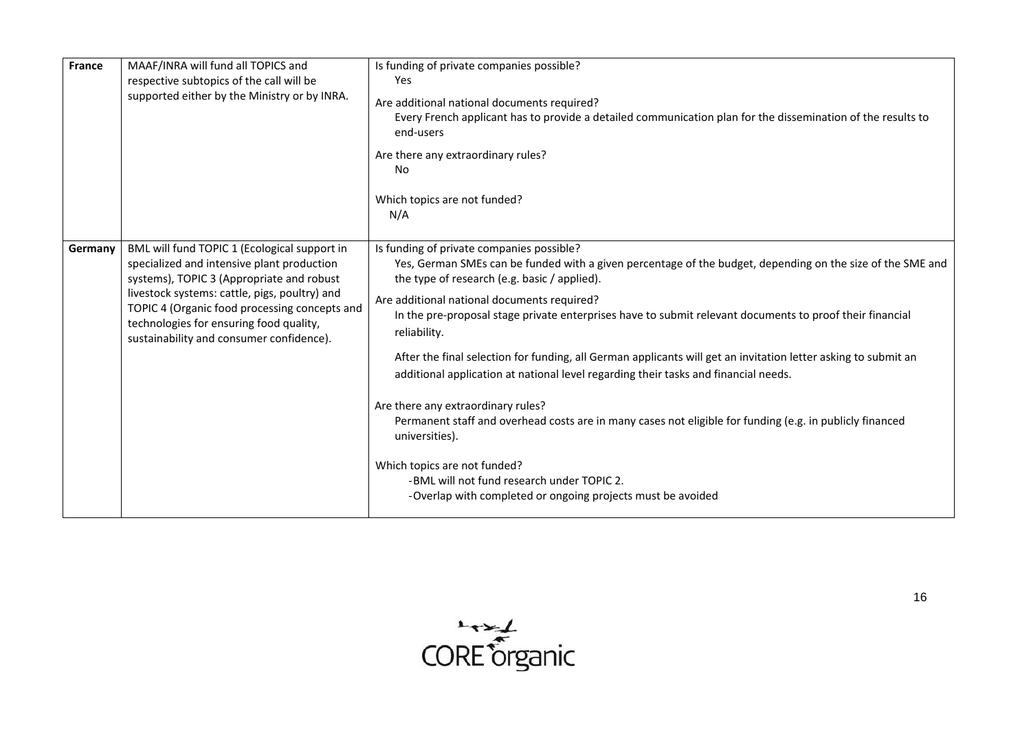| | | |
|---|---|---|
| **France** | MAAF/INRA will fund all TOPICS and respective subtopics of the call will be supported either by the Ministry or by INRA. | Is funding of private companies possible?<br>Yes<br><br>Are additional national documents required?<br>Every French applicant has to provide a detailed communication plan for the dissemination of the results to end-users<br><br>Are there any extraordinary rules?<br>No<br><br>Which topics are not funded?<br>N/A |
| **Germany** | BML will fund TOPIC 1 (Ecological support in specialized and intensive plant production systems), TOPIC 3 (Appropriate and robust livestock systems: cattle, pigs, poultry) and TOPIC 4 (Organic food processing concepts and technologies for ensuring food quality, sustainability and consumer confidence). | Is funding of private companies possible?<br>Yes, German SMEs can be funded with a given percentage of the budget, depending on the size of the SME and the type of research (e.g. basic / applied).<br><br>Are additional national documents required?<br>In the pre-proposal stage private enterprises have to submit relevant documents to proof their financial reliability.<br><br>After the final selection for funding, all German applicants will get an invitation letter asking to submit an additional application at national level regarding their tasks and financial needs.<br><br>Are there any extraordinary rules?<br>Permanent staff and overhead costs are in many cases not eligible for funding (e.g. in publicly financed universities).<br><br>Which topics are not funded?<br>- BML will not fund research under TOPIC 2.<br>- Overlap with completed or ongoing projects must be avoided |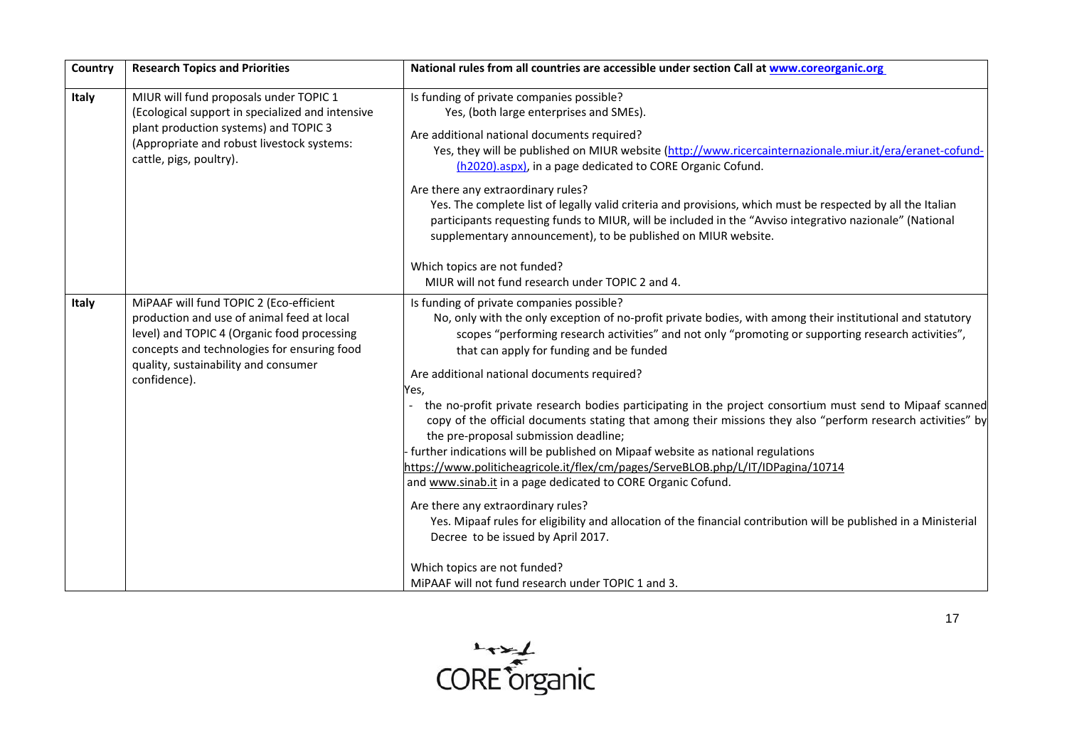| Country | Research Topics and Priorities | National rules from all countries are accessible under section Call at [www.coreorganic.org](www.coreorganic.org) |
|---|---|---|
| **Italy** | MIUR will fund proposals under TOPIC 1 (Ecological support in specialized and intensive plant production systems) and TOPIC 3 (Appropriate and robust livestock systems: cattle, pigs, poultry). | Is funding of private companies possible?<br>Yes, (both large enterprises and SMEs).<br><br>Are additional national documents required?<br>Yes, they will be published on MIUR website ([http://www.ricercainternazionale.miur.it/era/eranet-cofund-(h2020).aspx](http://www.ricercainternazionale.miur.it/era/eranet-cofund-(h2020).aspx)), in a page dedicated to CORE Organic Cofund.<br><br>Are there any extraordinary rules?<br>Yes. The complete list of legally valid criteria and provisions, which must be respected by all the Italian participants requesting funds to MIUR, will be included in the "Avviso integrativo nazionale" (National supplementary announcement), to be published on MIUR website.<br><br>Which topics are not funded?<br>MIUR will not fund research under TOPIC 2 and 4. |
| **Italy** | MiPAAF will fund TOPIC 2 (Eco-efficient production and use of animal feed at local level) and TOPIC 4 (Organic food processing concepts and technologies for ensuring food quality, sustainability and consumer confidence). | Is funding of private companies possible?<br>No, only with the only exception of no-profit private bodies, with among their institutional and statutory scopes "performing research activities" and not only "promoting or supporting research activities", that can apply for funding and be funded<br><br>Are additional national documents required?<br>Yes,<br>- the no-profit private research bodies participating in the project consortium must send to Mipaaf scanned copy of the official documents stating that among their missions they also "perform research activities" by the pre-proposal submission deadline;<br>- further indications will be published on Mipaaf website as national regulations [https://www.politicheagricole.it/flex/cm/pages/ServeBLOB.php/L/IT/IDPagina/10714](https://www.politicheagricole.it/flex/cm/pages/ServeBLOB.php/L/IT/IDPagina/10714) and [www.sinab.it](www.sinab.it) in a page dedicated to CORE Organic Cofund.<br><br>Are there any extraordinary rules?<br>Yes. Mipaaf rules for eligibility and allocation of the financial contribution will be published in a Ministerial Decree to be issued by April 2017.<br><br>Which topics are not funded?<br>MiPAAF will not fund research under TOPIC 1 and 3. |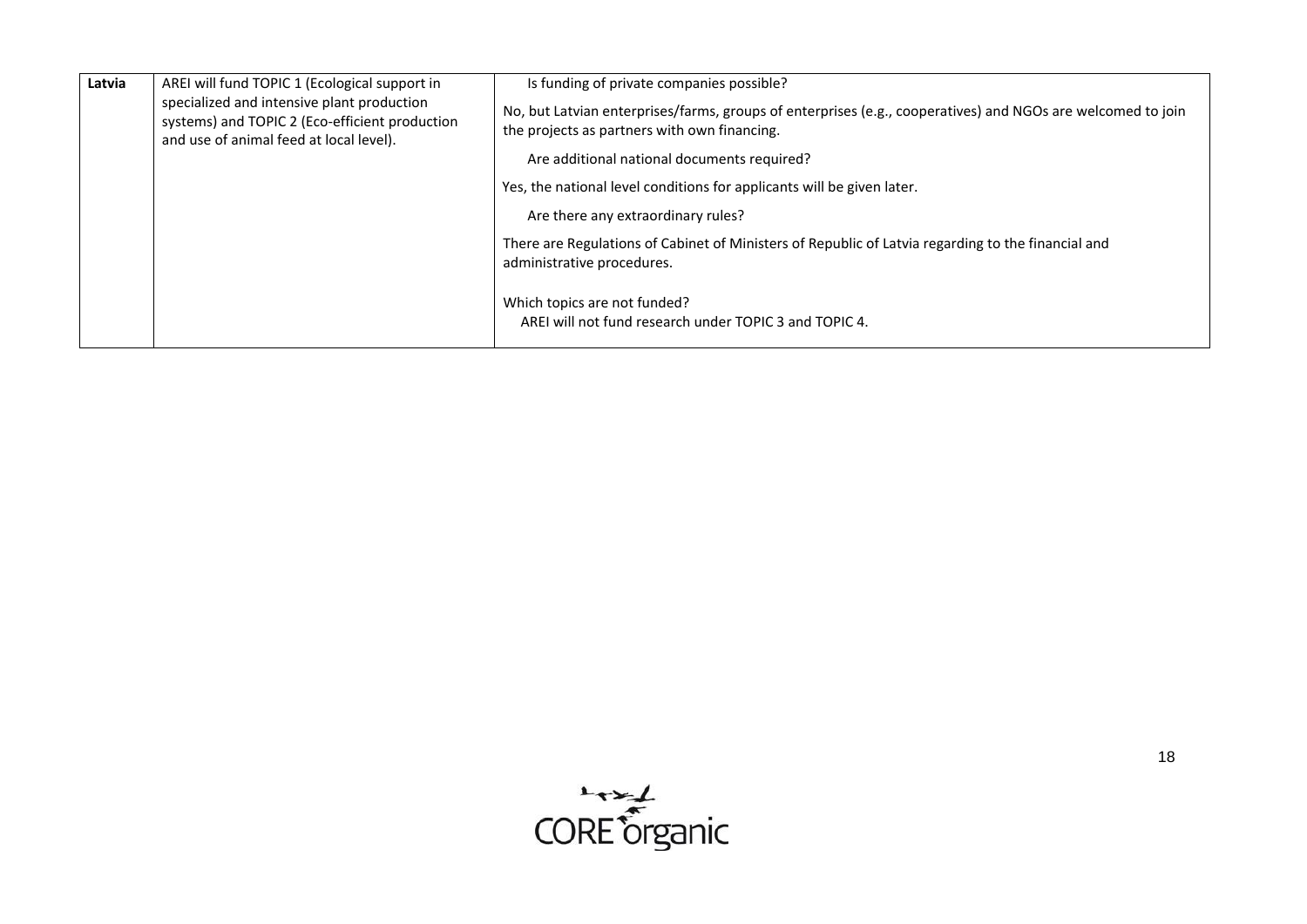| Latvia | AREI will fund TOPIC 1 (Ecological support in specialized and intensive plant production systems) and TOPIC 2 (Eco-efficient production and use of animal feed at local level). | Is funding of private companies possible?<br>No, but Latvian enterprises/farms, groups of enterprises (e.g., cooperatives) and NGOs are welcomed to join the projects as partners with own financing.<br>Are additional national documents required?<br>Yes, the national level conditions for applicants will be given later.<br>Are there any extraordinary rules?<br>There are Regulations of Cabinet of Ministers of Republic of Latvia regarding to the financial and administrative procedures.<br>Which topics are not funded?<br>AREI will not fund research under TOPIC 3 and TOPIC 4. |
|---|---|---|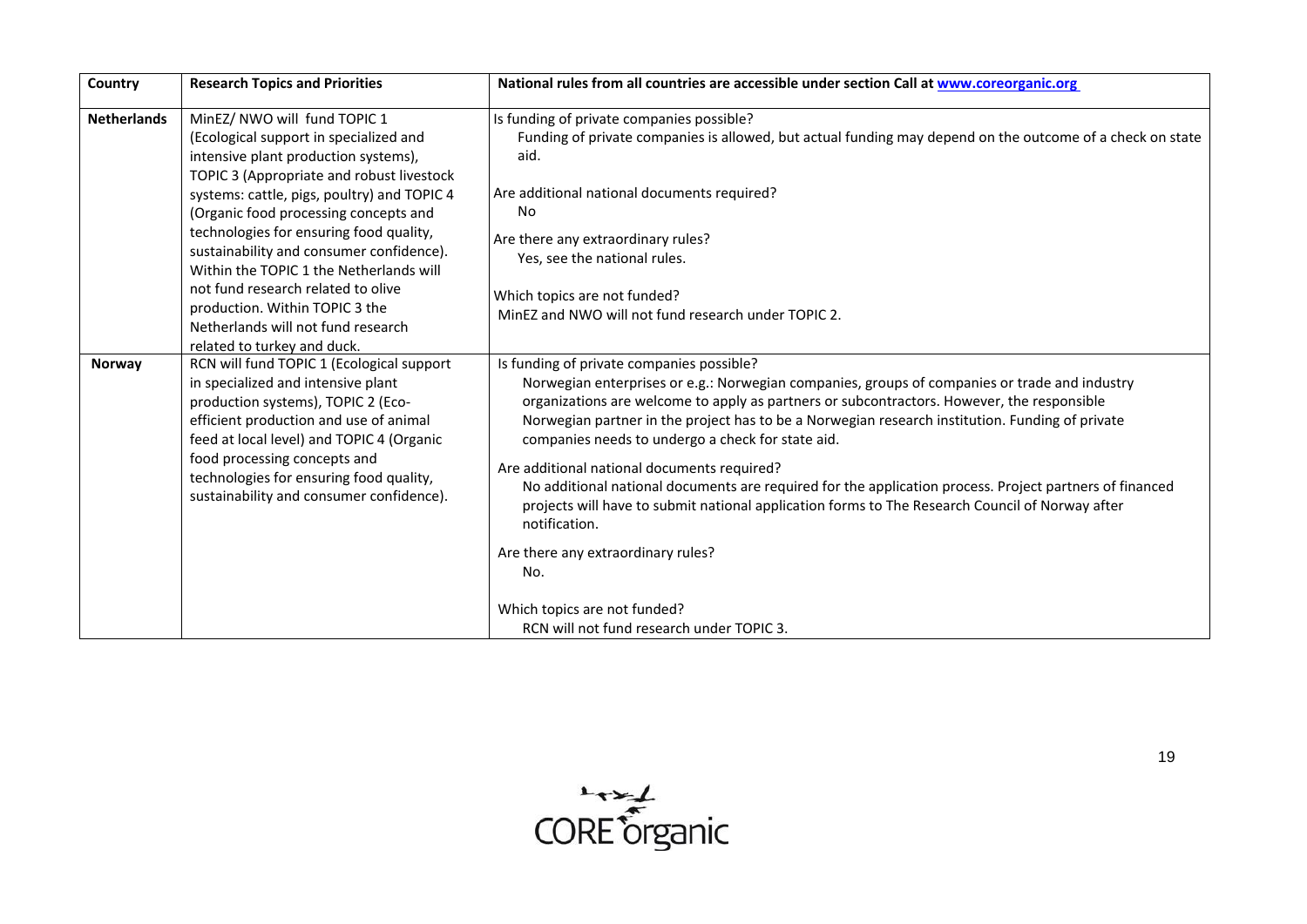| Country | Research Topics and Priorities | National rules from all countries are accessible under section Call at [www.coreorganic.org](www.coreorganic.org) |
|---|---|---|
| **Netherlands** | MinEZ/ NWO will fund TOPIC 1 (Ecological support in specialized and intensive plant production systems), TOPIC 3 (Appropriate and robust livestock systems: cattle, pigs, poultry) and TOPIC 4 (Organic food processing concepts and technologies for ensuring food quality, sustainability and consumer confidence). Within the TOPIC 1 the Netherlands will not fund research related to olive production. Within TOPIC 3 the Netherlands will not fund research related to turkey and duck. | Is funding of private companies possible?<br>Funding of private companies is allowed, but actual funding may depend on the outcome of a check on state aid.<br><br>Are additional national documents required?<br>No<br><br>Are there any extraordinary rules?<br>Yes, see the national rules.<br><br>Which topics are not funded?<br>MinEZ and NWO will not fund research under TOPIC 2. |
| **Norway** | RCN will fund TOPIC 1 (Ecological support in specialized and intensive plant production systems), TOPIC 2 (Eco-efficient production and use of animal feed at local level) and TOPIC 4 (Organic food processing concepts and technologies for ensuring food quality, sustainability and consumer confidence). | Is funding of private companies possible?<br>Norwegian enterprises or e.g.: Norwegian companies, groups of companies or trade and industry organizations are welcome to apply as partners or subcontractors. However, the responsible Norwegian partner in the project has to be a Norwegian research institution. Funding of private companies needs to undergo a check for state aid.<br><br>Are additional national documents required?<br>No additional national documents are required for the application process. Project partners of financed projects will have to submit national application forms to The Research Council of Norway after notification.<br><br>Are there any extraordinary rules?<br>No.<br><br>Which topics are not funded?<br>RCN will not fund research under TOPIC 3. |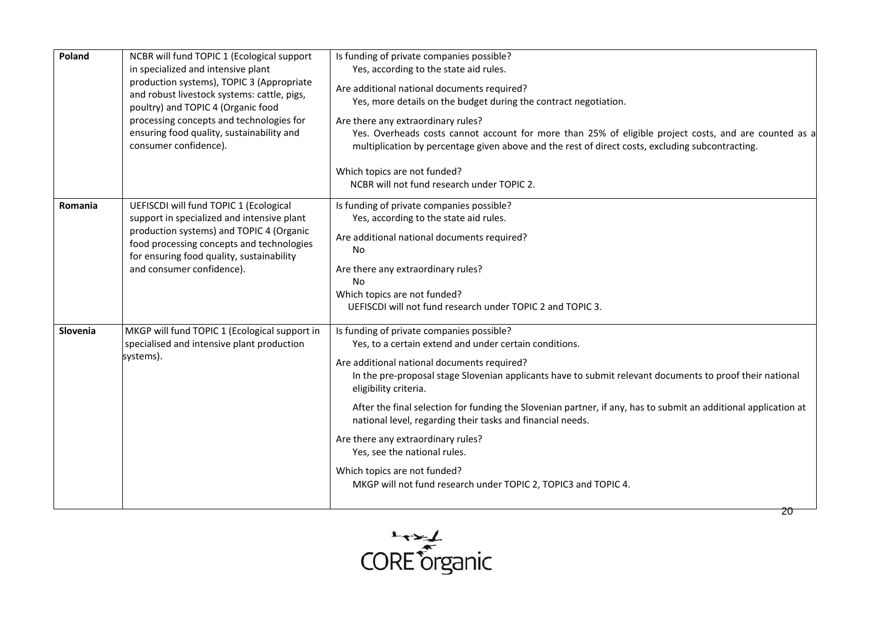| | | |
|---|---|---|
| **Poland** | NCBR will fund TOPIC 1 (Ecological support in specialized and intensive plant production systems), TOPIC 3 (Appropriate and robust livestock systems: cattle, pigs, poultry) and TOPIC 4 (Organic food processing concepts and technologies for ensuring food quality, sustainability and consumer confidence). | Is funding of private companies possible?<br>Yes, according to the state aid rules.<br><br>Are additional national documents required?<br>Yes, more details on the budget during the contract negotiation.<br><br>Are there any extraordinary rules?<br>Yes. Overheads costs cannot account for more than 25% of eligible project costs, and are counted as a multiplication by percentage given above and the rest of direct costs, excluding subcontracting.<br><br>Which topics are not funded?<br>NCBR will not fund research under TOPIC 2. |
| **Romania** | UEFISCDI will fund TOPIC 1 (Ecological support in specialized and intensive plant production systems) and TOPIC 4 (Organic food processing concepts and technologies for ensuring food quality, sustainability and consumer confidence). | Is funding of private companies possible?<br>Yes, according to the state aid rules.<br><br>Are additional national documents required?<br>No<br><br>Are there any extraordinary rules?<br>No<br><br>Which topics are not funded?<br>UEFISCDI will not fund research under TOPIC 2 and TOPIC 3. |
| **Slovenia** | MKGP will fund TOPIC 1 (Ecological support in specialised and intensive plant production systems). | Is funding of private companies possible?<br>Yes, to a certain extend and under certain conditions.<br><br>Are additional national documents required?<br>In the pre-proposal stage Slovenian applicants have to submit relevant documents to proof their national eligibility criteria.<br><br>After the final selection for funding the Slovenian partner, if any, has to submit an additional application at national level, regarding their tasks and financial needs.<br><br>Are there any extraordinary rules?<br>Yes, see the national rules.<br><br>Which topics are not funded?<br>MKGP will not fund research under TOPIC 2, TOPIC3 and TOPIC 4. |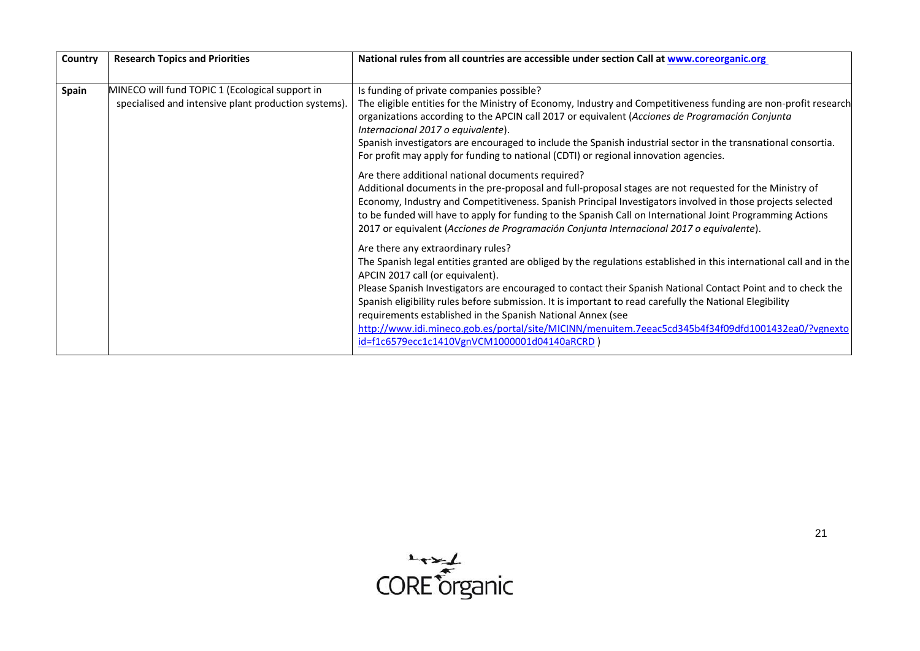| Country | Research Topics and Priorities | National rules from all countries are accessible under section Call at [www.coreorganic.org](http://www.coreorganic.org) |
|---|---|---|
| **Spain** | MINECO will fund TOPIC 1 (Ecological support in specialised and intensive plant production systems). | Is funding of private companies possible?<br>The eligible entities for the Ministry of Economy, Industry and Competitiveness funding are non-profit research organizations according to the APCIN call 2017 or equivalent (*Acciones de Programación Conjunta Internacional 2017 o equivalente*).<br>Spanish investigators are encouraged to include the Spanish industrial sector in the transnational consortia. For profit may apply for funding to national (CDTI) or regional innovation agencies.<br><br>Are there additional national documents required?<br>Additional documents in the pre-proposal and full-proposal stages are not requested for the Ministry of Economy, Industry and Competitiveness. Spanish Principal Investigators involved in those projects selected to be funded will have to apply for funding to the Spanish Call on International Joint Programming Actions 2017 or equivalent (*Acciones de Programación Conjunta Internacional 2017 o equivalente*).<br><br>Are there any extraordinary rules?<br>The Spanish legal entities granted are obliged by the regulations established in this international call and in the APCIN 2017 call (or equivalent).<br>Please Spanish Investigators are encouraged to contact their Spanish National Contact Point and to check the Spanish eligibility rules before submission. It is important to read carefully the National Elegibility requirements established in the Spanish National Annex (see [http://www.idi.mineco.gob.es/portal/site/MICINN/menuitem.7eeac5cd345b4f34f09dfd1001432ea0/?vgnextoid=f1c6579ecc1c1410VgnVCM1000001d04140aRCRD](http://www.idi.mineco.gob.es/portal/site/MICINN/menuitem.7eeac5cd345b4f34f09dfd1001432ea0/?vgnextoid=f1c6579ecc1c1410VgnVCM1000001d04140aRCRD) ) |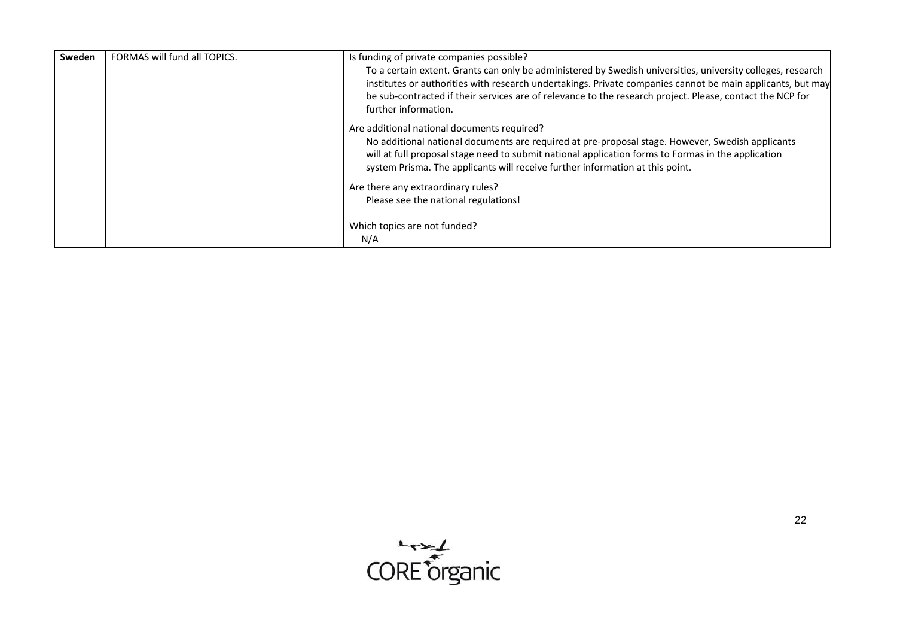| | | |
|---|---|---|
| **Sweden** | FORMAS will fund all TOPICS. | Is funding of private companies possible?<br>To a certain extent. Grants can only be administered by Swedish universities, university colleges, research institutes or authorities with research undertakings. Private companies cannot be main applicants, but may be sub-contracted if their services are of relevance to the research project. Please, contact the NCP for further information.<br><br>Are additional national documents required?<br>No additional national documents are required at pre-proposal stage. However, Swedish applicants will at full proposal stage need to submit national application forms to Formas in the application system Prisma. The applicants will receive further information at this point.<br><br>Are there any extraordinary rules?<br>Please see the national regulations!<br><br>Which topics are not funded?<br>N/A |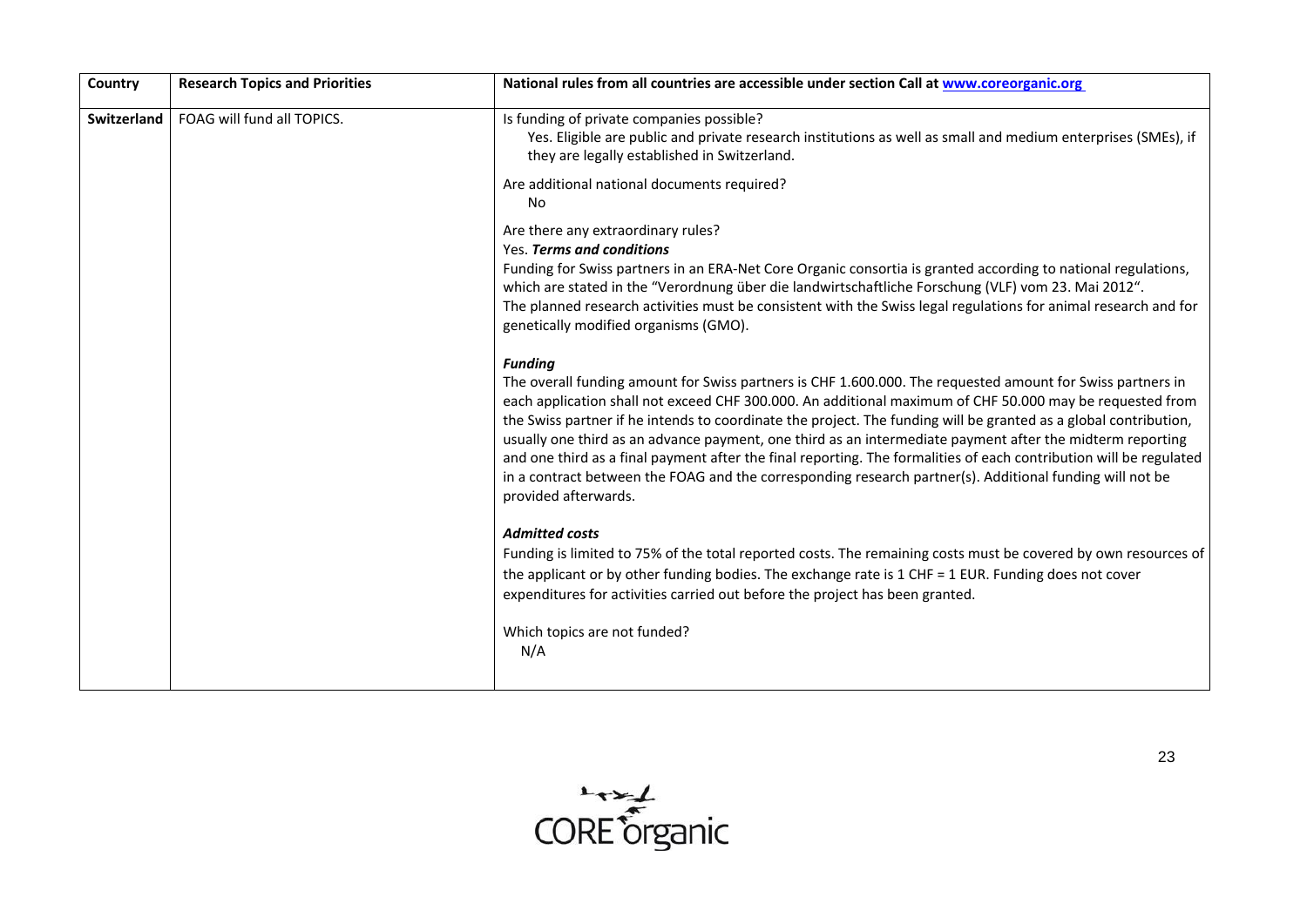| Country | Research Topics and Priorities | National rules from all countries are accessible under section Call at [www.coreorganic.org](www.coreorganic.org) |
|---|---|---|
| **Switzerland** | FOAG will fund all TOPICS. | Is funding of private companies possible?<br>Yes. Eligible are public and private research institutions as well as small and medium enterprises (SMEs), if they are legally established in Switzerland.<br><br>Are additional national documents required?<br>No<br><br>Are there any extraordinary rules?<br>Yes. ***Terms and conditions***<br>Funding for Swiss partners in an ERA-Net Core Organic consortia is granted according to national regulations, which are stated in the "Verordnung über die landwirtschaftliche Forschung (VLF) vom 23. Mai 2012".<br>The planned research activities must be consistent with the Swiss legal regulations for animal research and for genetically modified organisms (GMO).<br><br>***Funding***<br>The overall funding amount for Swiss partners is CHF 1.600.000. The requested amount for Swiss partners in each application shall not exceed CHF 300.000. An additional maximum of CHF 50.000 may be requested from the Swiss partner if he intends to coordinate the project. The funding will be granted as a global contribution, usually one third as an advance payment, one third as an intermediate payment after the midterm reporting and one third as a final payment after the final reporting. The formalities of each contribution will be regulated in a contract between the FOAG and the corresponding research partner(s). Additional funding will not be provided afterwards.<br><br>***Admitted costs***<br>Funding is limited to 75% of the total reported costs. The remaining costs must be covered by own resources of the applicant or by other funding bodies. The exchange rate is 1 CHF = 1 EUR. Funding does not cover expenditures for activities carried out before the project has been granted.<br><br>Which topics are not funded?<br>N/A |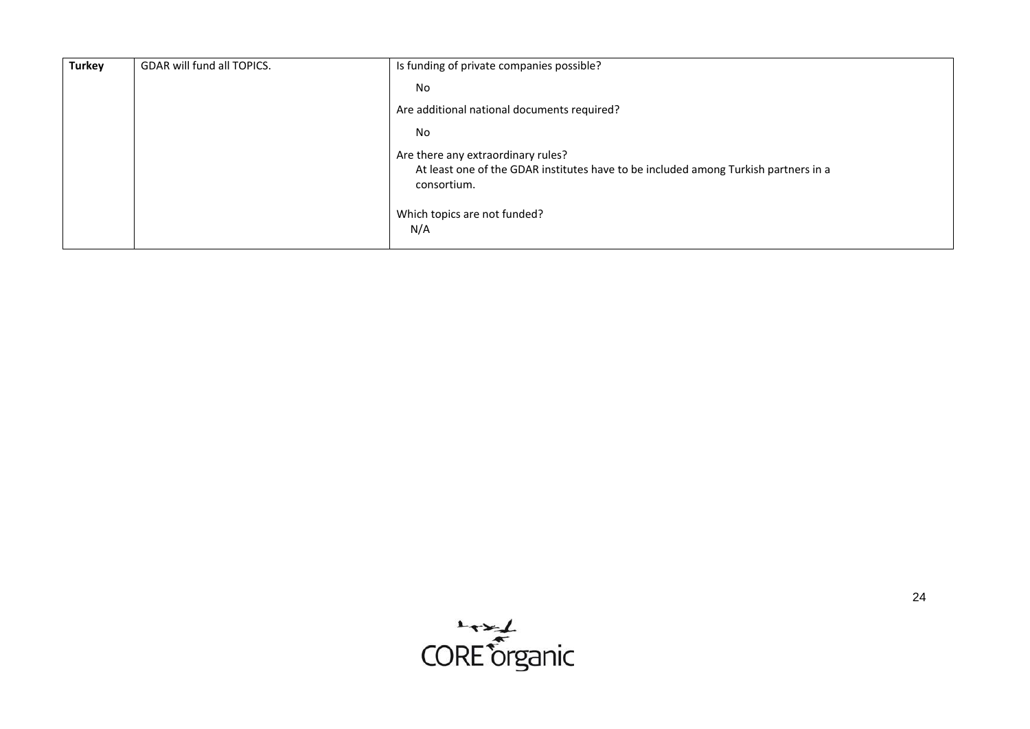| | | |
|---|---|---|
| **Turkey** | GDAR will fund all TOPICS. | Is funding of private companies possible?<br>No<br>Are additional national documents required?<br>No<br>Are there any extraordinary rules?<br>At least one of the GDAR institutes have to be included among Turkish partners in a consortium.<br>Which topics are not funded?<br>N/A |